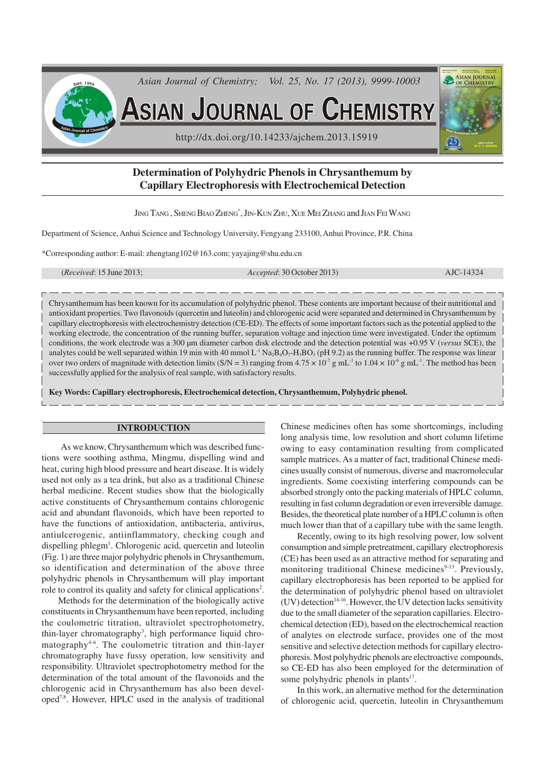# Determination of Polyhydric Phenols in Chrysanthemum by Capillary Electrophoresis with Electrochemical Detection

JING TANG, SHENG BIAO ZHENG*, JIN-KUN ZHU, XUE MEI ZHANG and JIAN FEI WANG

Department of Science, Anhui Science and Technology University, Fengyang 233100, Anhui Province, P.R. China

*Corresponding author: E-mail: zhengtang102@163.com; yayajing@shu.edu.cn

(*Received*: 15 June 2013; *Accepted*: 30 October 2013) AJC-14324

Chrysanthemum has been known for its accumulation of polyhydric phenol. These contents are important because of their nutritional and antioxidant properties. Two flavonoids (quercetin and luteolin) and chlorogenic acid were separated and determined in Chrysanthemum by capillary electrophoresis with electrochemistry detection (CE-ED). The effects of some important factors such as the potential applied to the working electrode, the concentration of the running buffer, separation voltage and injection time were investigated. Under the optimum conditions, the work electrode was a 300 μm diameter carbon disk electrode and the detection potential was +0.95 V (*versus* SCE), the analytes could be well separated within 19 min with 40 mmol $L^{-1}$ $Na_2B_4O_7$-$H_3BO_3$ (pH 9.2) as the running buffer. The response was linear over two orders of magnitude with detection limits (S/N = 3) ranging from $4.75 \times 10^{-7}$ g $mL^{-1}$ to $1.04 \times 10^{-6}$ g $mL^{-1}$. The method has been successfully applied for the analysis of real sample, with satisfactory results.

**Key Words: Capillary electrophoresis, Electrochemical detection, Chrysanthemum, Polyhydric phenol.**

## INTRODUCTION

As we know, Chrysanthemum which was described functions were soothing asthma, Mingmu, dispelling wind and heat, curing high blood pressure and heart disease. It is widely used not only as a tea drink, but also as a traditional Chinese herbal medicine. Recent studies show that the biologically active constituents of Chrysanthemum contains chlorogenic acid and abundant flavonoids, which have been reported to have the functions of antioxidation, antibacteria, antivirus, antiulcerogenic, antiinflammatory, checking cough and dispelling phlegm[1]. Chlorogenic acid, quercetin and luteolin (Fig. 1) are three major polyhydric phenols in Chrysanthemum, so identification and determination of the above three polyhydric phenols in Chrysanthemum will play important role to control its quality and safety for clinical applications[2].

Methods for the determination of the biologically active constituents in Chrysanthemum have been reported, including the coulometric titration, ultraviolet spectrophotometry, thin-layer chromatography[3], high performance liquid chromatography[4-6]. The coulometric titration and thin-layer chromatography have fussy operation, low sensitivity and responsibility. Ultraviolet spectrophotometry method for the determination of the total amount of the flavonoids and the chlorogenic acid in Chrysanthemum has also been developed[7,8]. However, HPLC used in the analysis of traditional Chinese medicines often has some shortcomings, including long analysis time, low resolution and short column lifetime owing to easy contamination resulting from complicated sample matrices. As a matter of fact, traditional Chinese medicines usually consist of numerous, diverse and macromolecular ingredients. Some coexisting interfering compounds can be absorbed strongly onto the packing materials of HPLC column, resulting in fast column degradation or even irreversible damage. Besides, the theoretical plate number of a HPLC column is often much lower than that of a capillary tube with the same length.

Recently, owing to its high resolving power, low solvent consumption and simple pretreatment, capillary electrophoresis (CE) has been used as an attractive method for separating and monitoring traditional Chinese medicines[9-13]. Previously, capillary electrophoresis has been reported to be applied for the determination of polyhydric phenol based on ultraviolet (UV) detection[14-16]. However, the UV detection lacks sensitivity due to the small diameter of the separation capillaries. Electrochemical detection (ED), based on the electrochemical reaction of analytes on electrode surface, provides one of the most sensitive and selective detection methods for capillary electrophoresis. Most polyhydric phenols are electroactive compounds, so CE-ED has also been employed for the determination of some polyhydric phenols in plants[17].

In this work, an alternative method for the determination of chlorogenic acid, quercetin, luteolin in Chrysanthemum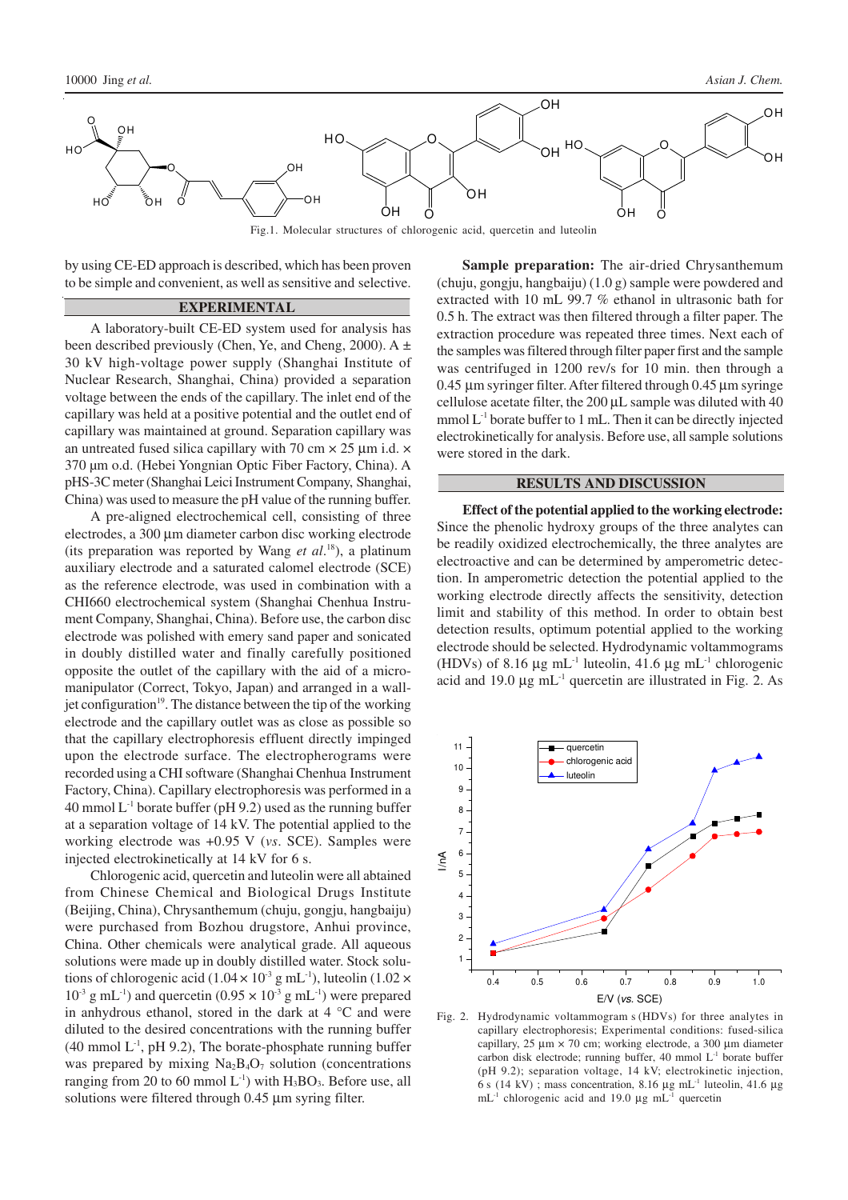Fig.1. Molecular structures of chlorogenic acid, quercetin and luteolin

by using CE-ED approach is described, which has been proven to be simple and convenient, as well as sensitive and selective.

## EXPERIMENTAL

A laboratory-built CE-ED system used for analysis has been described previously (Chen, Ye, and Cheng, 2000). A ± 30 kV high-voltage power supply (Shanghai Institute of Nuclear Research, Shanghai, China) provided a separation voltage between the ends of the capillary. The inlet end of the capillary was held at a positive potential and the outlet end of capillary was maintained at ground. Separation capillary was an untreated fused silica capillary with 70 cm × 25 µm i.d. × 370 µm o.d. (Hebei Yongnian Optic Fiber Factory, China). A pHS-3C meter (Shanghai Leici Instrument Company, Shanghai, China) was used to measure the pH value of the running buffer.

A pre-aligned electrochemical cell, consisting of three electrodes, a 300 µm diameter carbon disc working electrode (its preparation was reported by Wang *et al.*[18]), a platinum auxiliary electrode and a saturated calomel electrode (SCE) as the reference electrode, was used in combination with a CHI660 electrochemical system (Shanghai Chenhua Instrument Company, Shanghai, China). Before use, the carbon disc electrode was polished with emery sand paper and sonicated in doubly distilled water and finally carefully positioned opposite the outlet of the capillary with the aid of a micromanipulator (Correct, Tokyo, Japan) and arranged in a wall-jet configuration[19]. The distance between the tip of the working electrode and the capillary outlet was as close as possible so that the capillary electrophoresis effluent directly impinged upon the electrode surface. The electropherograms were recorded using a CHI software (Shanghai Chenhua Instrument Factory, China). Capillary electrophoresis was performed in a 40 mmol $L^{-1}$ borate buffer (pH 9.2) used as the running buffer at a separation voltage of 14 kV. The potential applied to the working electrode was +0.95 V (*vs*. SCE). Samples were injected electrokinetically at 14 kV for 6 s.

Chlorogenic acid, quercetin and luteolin were all abtained from Chinese Chemical and Biological Drugs Institute (Beijing, China), Chrysanthemum (chuju, gongju, hangbaiju) were purchased from Bozhou drugstore, Anhui province, China. Other chemicals were analytical grade. All aqueous solutions were made up in doubly distilled water. Stock solutions of chlorogenic acid ($1.04 \times 10^{-3}$ g $mL^{-1}$), luteolin ($1.02 \times 10^{-3}$ g $mL^{-1}$) and quercetin ($0.95 \times 10^{-3}$ g $mL^{-1}$) were prepared in anhydrous ethanol, stored in the dark at 4 °C and were diluted to the desired concentrations with the running buffer (40 mmol $L^{-1}$, pH 9.2), The borate-phosphate running buffer was prepared by mixing $Na_2B_4O_7$ solution (concentrations ranging from 20 to 60 mmol $L^{-1}$) with $H_3BO_3$. Before use, all solutions were filtered through 0.45 µm syring filter.

**Sample preparation:** The air-dried Chrysanthemum (chuju, gongju, hangbaiju) (1.0 g) sample were powdered and extracted with 10 mL 99.7 % ethanol in ultrasonic bath for 0.5 h. The extract was then filtered through a filter paper. The extraction procedure was repeated three times. Next each of the samples was filtered through filter paper first and the sample was centrifuged in 1200 rev/s for 10 min. then through a 0.45 µm syringer filter. After filtered through 0.45 µm syringe cellulose acetate filter, the 200 µL sample was diluted with 40 mmol $L^{-1}$ borate buffer to 1 mL. Then it can be directly injected electrokinetically for analysis. Before use, all sample solutions were stored in the dark.

## RESULTS AND DISCUSSION

**Effect of the potential applied to the working electrode:** Since the phenolic hydroxy groups of the three analytes can be readily oxidized electrochemically, the three analytes are electroactive and can be determined by amperometric detection. In amperometric detection the potential applied to the working electrode directly affects the sensitivity, detection limit and stability of this method. In order to obtain best detection results, optimum potential applied to the working electrode should be selected. Hydrodynamic voltammograms (HDVs) of 8.16 µg $mL^{-1}$ luteolin, 41.6 µg $mL^{-1}$ chlorogenic acid and 19.0 µg $mL^{-1}$ quercetin are illustrated in Fig. 2. As

Fig. 2. Hydrodynamic voltammogram s (HDVs) for three analytes in capillary electrophoresis; Experimental conditions: fused-silica capillary, 25 µm × 70 cm; working electrode, a 300 µm diameter carbon disk electrode; running buffer, 40 mmol $L^{-1}$ borate buffer (pH 9.2); separation voltage, 14 kV; electrokinetic injection, 6 s (14 kV) ; mass concentration, 8.16 µg $mL^{-1}$ luteolin, 41.6 µg $mL^{-1}$ chlorogenic acid and 19.0 µg $mL^{-1}$ quercetin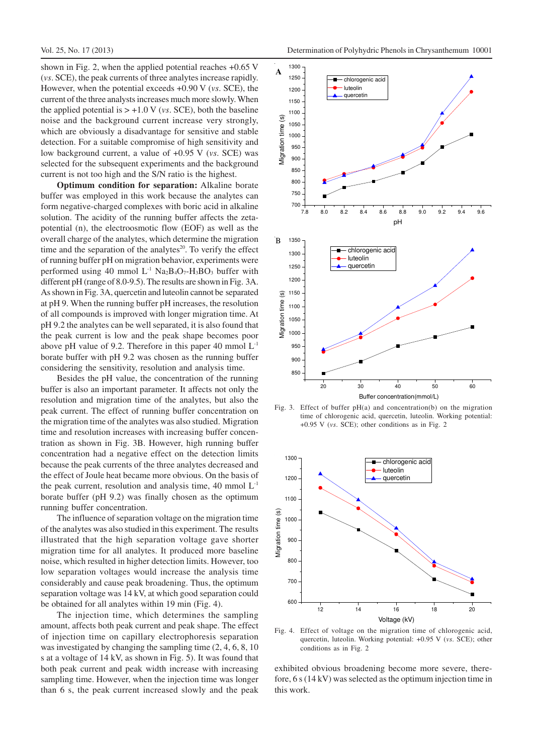shown in Fig. 2, when the applied potential reaches +0.65 V (*vs*. SCE), the peak currents of three analytes increase rapidly. However, when the potential exceeds +0.90 V (*vs*. SCE), the current of the three analysts increases much more slowly. When the applied potential is > +1.0 V (*vs*. SCE), both the baseline noise and the background current increase very strongly, which are obviously a disadvantage for sensitive and stable detection. For a suitable compromise of high sensitivity and low background current, a value of +0.95 V (*vs*. SCE) was selected for the subsequent experiments and the background current is not too high and the S/N ratio is the highest.

**Optimum condition for separation:** Alkaline borate buffer was employed in this work because the analytes can form negative-charged complexes with boric acid in alkaline solution. The acidity of the running buffer affects the zeta-potential (n), the electroosmotic flow (EOF) as well as the overall charge of the analytes, which determine the migration time and the separation of the analytes[20]. To verify the effect of running buffer pH on migration behavior, experiments were performed using 40 mmol $L^{-1}$ $Na_2B_4O_7$-$H_3BO_3$ buffer with different pH (range of 8.0-9.5). The results are shown in Fig. 3A. As shown in Fig. 3A, quercetin and luteolin cannot be separated at pH 9. When the running buffer pH increases, the resolution of all compounds is improved with longer migration time. At pH 9.2 the analytes can be well separated, it is also found that the peak current is low and the peak shape becomes poor above pH value of 9.2. Therefore in this paper 40 mmol $L^{-1}$ borate buffer with pH 9.2 was chosen as the running buffer considering the sensitivity, resolution and analysis time.

Besides the pH value, the concentration of the running buffer is also an important parameter. It affects not only the resolution and migration time of the analytes, but also the peak current. The effect of running buffer concentration on the migration time of the analytes was also studied. Migration time and resolution increases with increasing buffer concentration as shown in Fig. 3B. However, high running buffer concentration had a negative effect on the detection limits because the peak currents of the three analytes decreased and the effect of Joule heat became more obvious. On the basis of the peak current, resolution and analysis time, 40 mmol $L^{-1}$ borate buffer (pH 9.2) was finally chosen as the optimum running buffer concentration.

The influence of separation voltage on the migration time of the analytes was also studied in this experiment. The results illustrated that the high separation voltage gave shorter migration time for all analytes. It produced more baseline noise, which resulted in higher detection limits. However, too low separation voltages would increase the analysis time considerably and cause peak broadening. Thus, the optimum separation voltage was 14 kV, at which good separation could be obtained for all analytes within 19 min (Fig. 4).

The injection time, which determines the sampling amount, affects both peak current and peak shape. The effect of injection time on capillary electrophoresis separation was investigated by changing the sampling time (2, 4, 6, 8, 10 s at a voltage of 14 kV, as shown in Fig. 5). It was found that both peak current and peak width increase with increasing sampling time. However, when the injection time was longer than 6 s, the peak current increased slowly and the peak exhibited obvious broadening become more severe, therefore, 6 s (14 kV) was selected as the optimum injection time in this work.

Fig. 3. Effect of buffer pH(a) and concentration(b) on the migration time of chlorogenic acid, quercetin, luteolin. Working potential: +0.95 V (*vs*. SCE); other conditions as in Fig. 2

Fig. 4. Effect of voltage on the migration time of chlorogenic acid, quercetin, luteolin. Working potential: +0.95 V (*vs*. SCE); other conditions as in Fig. 2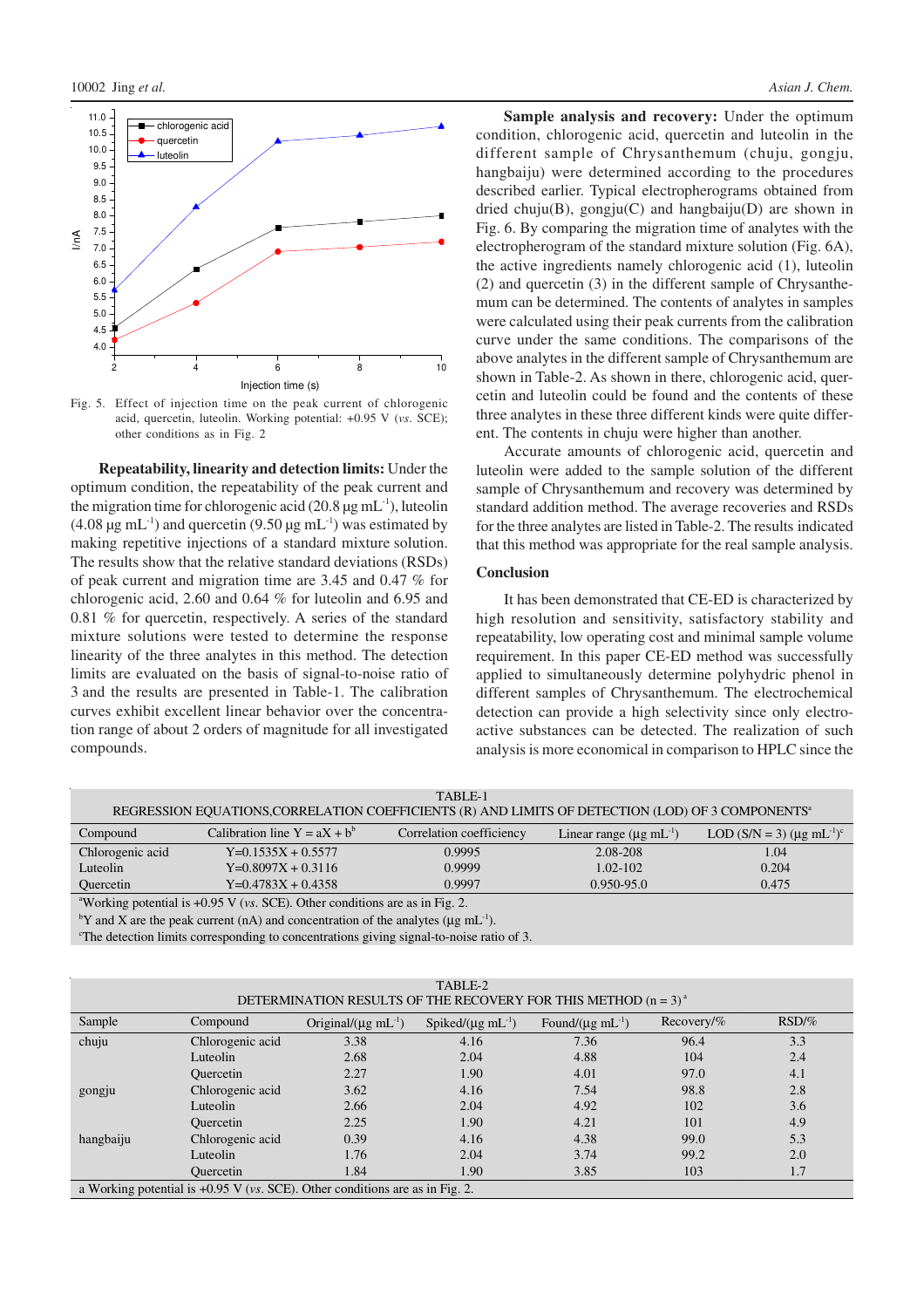Fig. 5. Effect of injection time on the peak current of chlorogenic acid, quercetin, luteolin. Working potential: +0.95 V (*vs.* SCE); other conditions as in Fig. 2

**Repeatability, linearity and detection limits:** Under the optimum condition, the repeatability of the peak current and the migration time for chlorogenic acid (20.8 μg $mL^{-1}$), luteolin (4.08 μg $mL^{-1}$) and quercetin (9.50 μg $mL^{-1}$) was estimated by making repetitive injections of a standard mixture solution. The results show that the relative standard deviations (RSDs) of peak current and migration time are 3.45 and 0.47 % for chlorogenic acid, 2.60 and 0.64 % for luteolin and 6.95 and 0.81 % for quercetin, respectively. A series of the standard mixture solutions were tested to determine the response linearity of the three analytes in this method. The detection limits are evaluated on the basis of signal-to-noise ratio of 3 and the results are presented in Table-1. The calibration curves exhibit excellent linear behavior over the concentration range of about 2 orders of magnitude for all investigated compounds.

**Sample analysis and recovery:** Under the optimum condition, chlorogenic acid, quercetin and luteolin in the different sample of Chrysanthemum (chuju, gongju, hangbaiju) were determined according to the procedures described earlier. Typical electropherograms obtained from dried chuju(B), gongju(C) and hangbaiju(D) are shown in Fig. 6. By comparing the migration time of analytes with the electropherogram of the standard mixture solution (Fig. 6A), the active ingredients namely chlorogenic acid (1), luteolin (2) and quercetin (3) in the different sample of Chrysanthemum can be determined. The contents of analytes in samples were calculated using their peak currents from the calibration curve under the same conditions. The comparisons of the above analytes in the different sample of Chrysanthemum are shown in Table-2. As shown in there, chlorogenic acid, quercetin and luteolin could be found and the contents of these three analytes in these three different kinds were quite different. The contents in chuju were higher than another.

Accurate amounts of chlorogenic acid, quercetin and luteolin were added to the sample solution of the different sample of Chrysanthemum and recovery was determined by standard addition method. The average recoveries and RSDs for the three analytes are listed in Table-2. The results indicated that this method was appropriate for the real sample analysis.

## Conclusion

It has been demonstrated that CE-ED is characterized by high resolution and sensitivity, satisfactory stability and repeatability, low operating cost and minimal sample volume requirement. In this paper CE-ED method was successfully applied to simultaneously determine polyhydric phenol in different samples of Chrysanthemum. The electrochemical detection can provide a high selectivity since only electroactive substances can be detected. The realization of such analysis is more economical in comparison to HPLC since the

TABLE-1
REGRESSION EQUATIONS,CORRELATION COEFFICIENTS (R) AND LIMITS OF DETECTION (LOD) OF 3 COMPONENTS[a]

| Compound | Calibration line Y = aX + b[b] | Correlation coefficiency | Linear range (μg $mL^{-1}$) | LOD (S/N = 3) (μg $mL^{-1}$)[c] |
|---|---|---|---|---|
| Chlorogenic acid | Y=0.1535X + 0.5577 | 0.9995 | 2.08-208 | 1.04 |
| Luteolin | Y=0.8097X + 0.3116 | 0.9999 | 1.02-102 | 0.204 |
| Quercetin | Y=0.4783X + 0.4358 | 0.9997 | 0.950-95.0 | 0.475 |

[a]Working potential is +0.95 V (*vs.* SCE). Other conditions are as in Fig. 2.
[b]Y and X are the peak current (nA) and concentration of the analytes (μg $mL^{-1}$).
[c]The detection limits corresponding to concentrations giving signal-to-noise ratio of 3.

TABLE-2
DETERMINATION RESULTS OF THE RECOVERY FOR THIS METHOD (n = 3)[a]

| Sample | Compound | Original/(μg $mL^{-1}$) | Spiked/(μg $mL^{-1}$) | Found/(μg $mL^{-1}$) | Recovery/% | RSD/% |
|---|---|---|---|---|---|---|
| chuju | Chlorogenic acid | 3.38 | 4.16 | 7.36 | 96.4 | 3.3 |
| | Luteolin | 2.68 | 2.04 | 4.88 | 104 | 2.4 |
| | Quercetin | 2.27 | 1.90 | 4.01 | 97.0 | 4.1 |
| gongju | Chlorogenic acid | 3.62 | 4.16 | 7.54 | 98.8 | 2.8 |
| | Luteolin | 2.66 | 2.04 | 4.92 | 102 | 3.6 |
| | Quercetin | 2.25 | 1.90 | 4.21 | 101 | 4.9 |
| hangbaiju | Chlorogenic acid | 0.39 | 4.16 | 4.38 | 99.0 | 5.3 |
| | Luteolin | 1.76 | 2.04 | 3.74 | 99.2 | 2.0 |
| | Quercetin | 1.84 | 1.90 | 3.85 | 103 | 1.7 |

a Working potential is +0.95 V (*vs.* SCE). Other conditions are as in Fig. 2.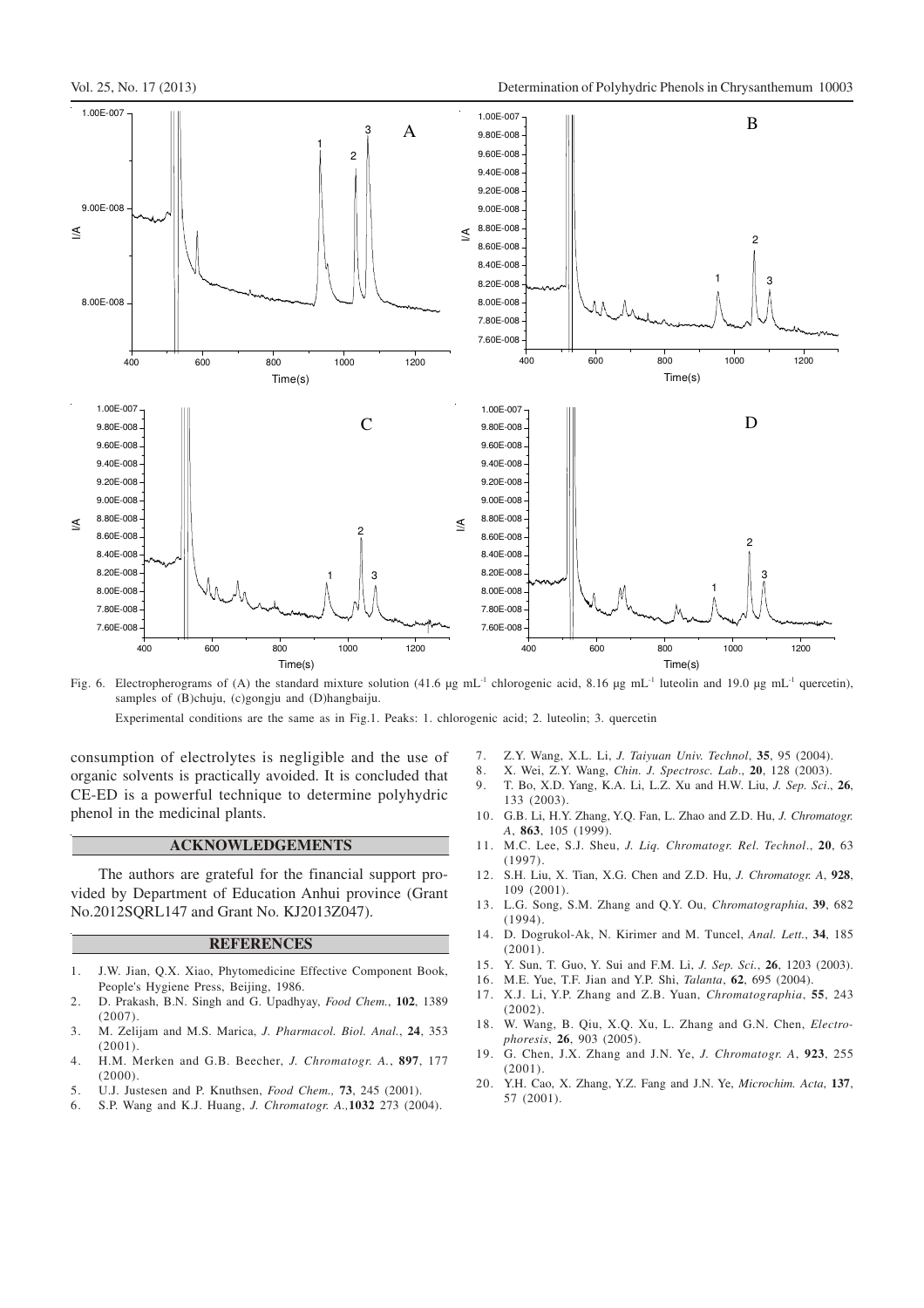A

1.00E-007

9.00E-008

8.00E-008

I/A

400 600 800 1000 1200

Time(s)

1 2 3

B

1.00E-007
9.80E-008
9.60E-008
9.40E-008
9.20E-008
9.00E-008
8.80E-008
8.60E-008
8.40E-008
8.20E-008
8.00E-008
7.80E-008
7.60E-008

I/A

400 600 800 1000 1200

Time(s)

1 2 3

C

1.00E-007
9.80E-008
9.60E-008
9.40E-008
9.20E-008
9.00E-008
8.80E-008
8.60E-008
8.40E-008
8.20E-008
8.00E-008
7.80E-008
7.60E-008

I/A

400 600 800 1000 1200

Time(s)

1 2 3

D

1.00E-007
9.80E-008
9.60E-008
9.40E-008
9.20E-008
9.00E-008
8.80E-008
8.60E-008
8.40E-008
8.20E-008
8.00E-008
7.80E-008
7.60E-008

I/A

400 600 800 1000 1200

Time(s)

1 2 3

Fig. 6. Electropherograms of (A) the standard mixture solution (41.6 μg $mL^{-1}$ chlorogenic acid, 8.16 μg $mL^{-1}$ luteolin and 19.0 μg $mL^{-1}$ quercetin), samples of (B)chuju, (c)gongju and (D)hangbaiju.

Experimental conditions are the same as in Fig.1. Peaks: 1. chlorogenic acid; 2. luteolin; 3. quercetin

consumption of electrolytes is negligible and the use of organic solvents is practically avoided. It is concluded that CE-ED is a powerful technique to determine polyhydric phenol in the medicinal plants.

## ACKNOWLEDGEMENTS

The authors are grateful for the financial support provided by Department of Education Anhui province (Grant No.2012SQRL147 and Grant No. KJ2013Z047).

## REFERENCES

1. J.W. Jian, Q.X. Xiao, Phytomedicine Effective Component Book, People's Hygiene Press, Beijing, 1986.
2. D. Prakash, B.N. Singh and G. Upadhyay, *Food Chem.*, **102**, 1389 (2007).
3. M. Zelijam and M.S. Marica, *J. Pharmacol. Biol. Anal.*, **24**, 353 (2001).
4. H.M. Merken and G.B. Beecher, *J. Chromatogr. A.*, **897**, 177 (2000).
5. U.J. Justesen and P. Knuthsen, *Food Chem.,* **73**, 245 (2001).
6. S.P. Wang and K.J. Huang, *J. Chromatogr. A.*,**1032** 273 (2004).
7. Z.Y. Wang, X.L. Li, *J. Taiyuan Univ. Technol*, **35**, 95 (2004).
8. X. Wei, Z.Y. Wang, *Chin. J. Spectrosc. Lab*., **20**, 128 (2003).
9. T. Bo, X.D. Yang, K.A. Li, L.Z. Xu and H.W. Liu, *J. Sep. Sci*., **26**, 133 (2003).
10. G.B. Li, H.Y. Zhang, Y.Q. Fan, L. Zhao and Z.D. Hu, *J. Chromatogr. A*, **863**, 105 (1999).
11. M.C. Lee, S.J. Sheu, *J. Liq. Chromatogr. Rel. Technol*., **20**, 63 (1997).
12. S.H. Liu, X. Tian, X.G. Chen and Z.D. Hu, *J. Chromatogr. A*, **928**, 109 (2001).
13. L.G. Song, S.M. Zhang and Q.Y. Ou, *Chromatographia*, **39**, 682 (1994).
14. D. Dogrukol-Ak, N. Kirimer and M. Tuncel, *Anal. Lett.*, **34**, 185 (2001).
15. Y. Sun, T. Guo, Y. Sui and F.M. Li, *J. Sep. Sci.*, **26**, 1203 (2003).
16. M.E. Yue, T.F. Jian and Y.P. Shi, *Talanta*, **62**, 695 (2004).
17. X.J. Li, Y.P. Zhang and Z.B. Yuan, *Chromatographia*, **55**, 243 (2002).
18. W. Wang, B. Qiu, X.Q. Xu, L. Zhang and G.N. Chen, *Electrophoresis*, **26**, 903 (2005).
19. G. Chen, J.X. Zhang and J.N. Ye, *J. Chromatogr. A*, **923**, 255 (2001).
20. Y.H. Cao, X. Zhang, Y.Z. Fang and J.N. Ye, *Microchim. Acta*, **137**, 57 (2001).